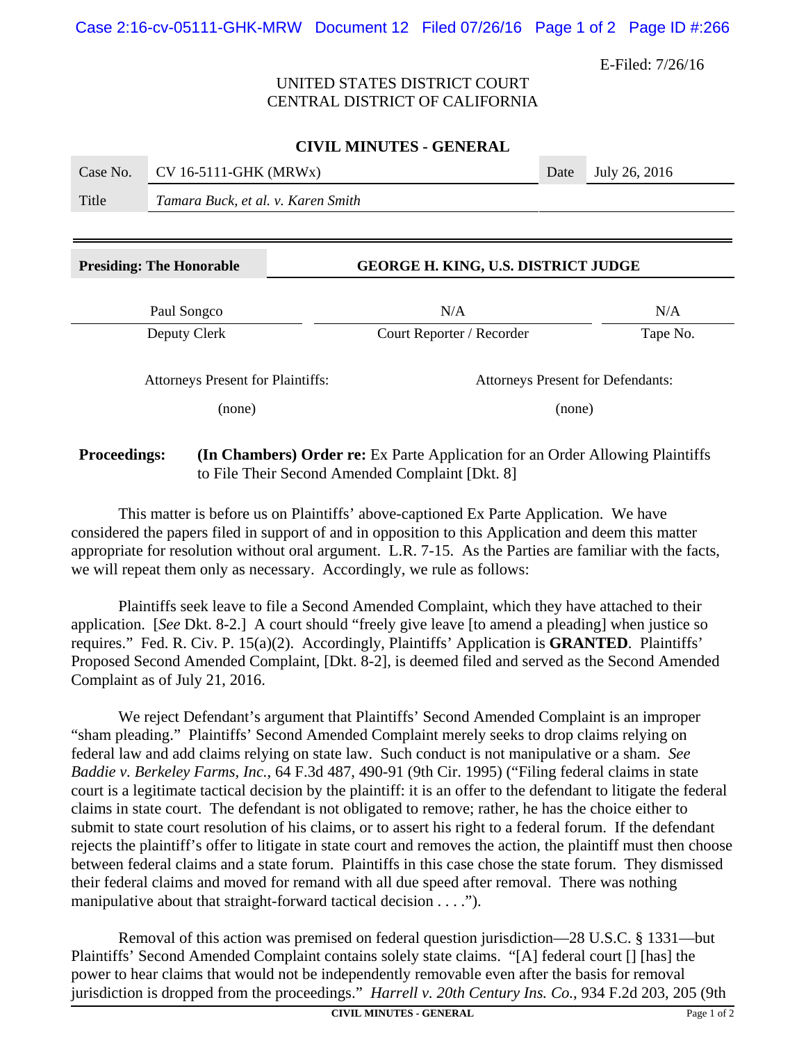E-Filed: 7/26/16

UNITED STATES DISTRICT COURT
CENTRAL DISTRICT OF CALIFORNIA

**CIVIL MINUTES - GENERAL**

| Case No. | CV 16-5111-GHK (MRWx) | Date | July 26, 2016 |
|---|---|---|---|
| Title | *Tamara Buck, et al. v. Karen Smith* | | |

| **Presiding: The Honorable** | **GEORGE H. KING, U.S. DISTRICT JUDGE** | |
|---|---|---|
| Paul Songco | N/A | N/A |
| Deputy Clerk | Court Reporter / Recorder | Tape No. |

| Attorneys Present for Plaintiffs: | Attorneys Present for Defendants: |
|---|---|
| (none) | (none) |

**Proceedings:** **(In Chambers) Order re:** Ex Parte Application for an Order Allowing Plaintiffs to File Their Second Amended Complaint [Dkt. 8]

This matter is before us on Plaintiffs' above-captioned Ex Parte Application. We have considered the papers filed in support of and in opposition to this Application and deem this matter appropriate for resolution without oral argument. L.R. 7-15. As the Parties are familiar with the facts, we will repeat them only as necessary. Accordingly, we rule as follows:

Plaintiffs seek leave to file a Second Amended Complaint, which they have attached to their application. [*See* Dkt. 8-2.] A court should "freely give leave [to amend a pleading] when justice so requires." Fed. R. Civ. P. 15(a)(2). Accordingly, Plaintiffs' Application is **GRANTED**. Plaintiffs' Proposed Second Amended Complaint, [Dkt. 8-2], is deemed filed and served as the Second Amended Complaint as of July 21, 2016.

We reject Defendant's argument that Plaintiffs' Second Amended Complaint is an improper "sham pleading." Plaintiffs' Second Amended Complaint merely seeks to drop claims relying on federal law and add claims relying on state law. Such conduct is not manipulative or a sham. *See Baddie v. Berkeley Farms, Inc.*, 64 F.3d 487, 490-91 (9th Cir. 1995) ("Filing federal claims in state court is a legitimate tactical decision by the plaintiff: it is an offer to the defendant to litigate the federal claims in state court. The defendant is not obligated to remove; rather, he has the choice either to submit to state court resolution of his claims, or to assert his right to a federal forum. If the defendant rejects the plaintiff's offer to litigate in state court and removes the action, the plaintiff must then choose between federal claims and a state forum. Plaintiffs in this case chose the state forum. They dismissed their federal claims and moved for remand with all due speed after removal. There was nothing manipulative about that straight-forward tactical decision . . . .").

Removal of this action was premised on federal question jurisdiction—28 U.S.C. § 1331—but Plaintiffs' Second Amended Complaint contains solely state claims. "[A] federal court [] [has] the power to hear claims that would not be independently removable even after the basis for removal jurisdiction is dropped from the proceedings." *Harrell v. 20th Century Ins. Co.*, 934 F.2d 203, 205 (9th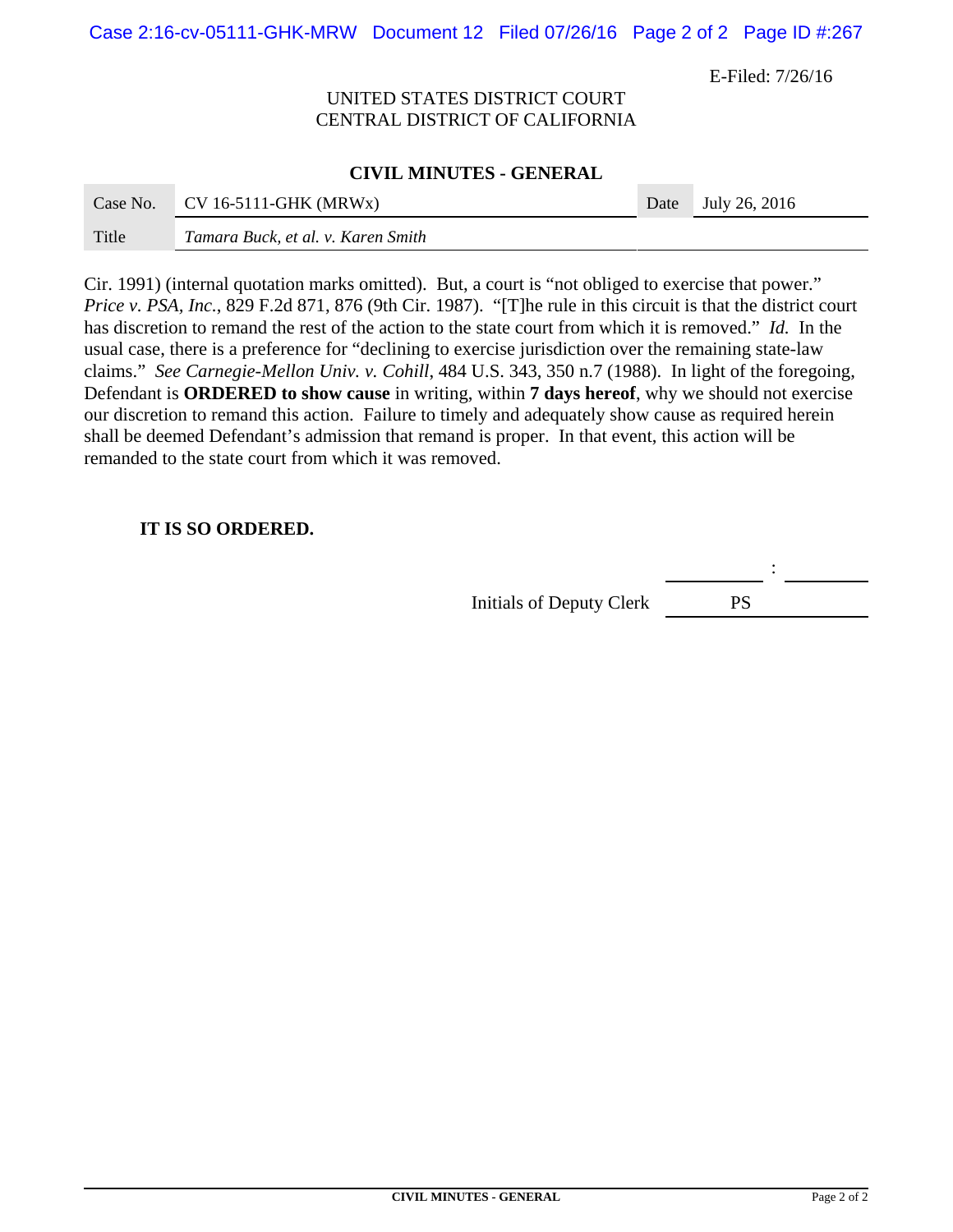E-Filed: 7/26/16

UNITED STATES DISTRICT COURT
CENTRAL DISTRICT OF CALIFORNIA

**CIVIL MINUTES - GENERAL**

| | | | |
|---|---|---|---|
| Case No. | CV 16-5111-GHK (MRWx) | Date | July 26, 2016 |
| Title | *Tamara Buck, et al. v. Karen Smith* | | |

Cir. 1991) (internal quotation marks omitted). But, a court is "not obliged to exercise that power." *Price v. PSA, Inc.*, 829 F.2d 871, 876 (9th Cir. 1987). "[T]he rule in this circuit is that the district court has discretion to remand the rest of the action to the state court from which it is removed." *Id.* In the usual case, there is a preference for "declining to exercise jurisdiction over the remaining state-law claims." *See Carnegie-Mellon Univ. v. Cohill*, 484 U.S. 343, 350 n.7 (1988). In light of the foregoing, Defendant is **ORDERED to show cause** in writing, within **7 days hereof**, why we should not exercise our discretion to remand this action. Failure to timely and adequately show cause as required herein shall be deemed Defendant's admission that remand is proper. In that event, this action will be remanded to the state court from which it was removed.

**IT IS SO ORDERED.**

:

Initials of Deputy Clerk PS